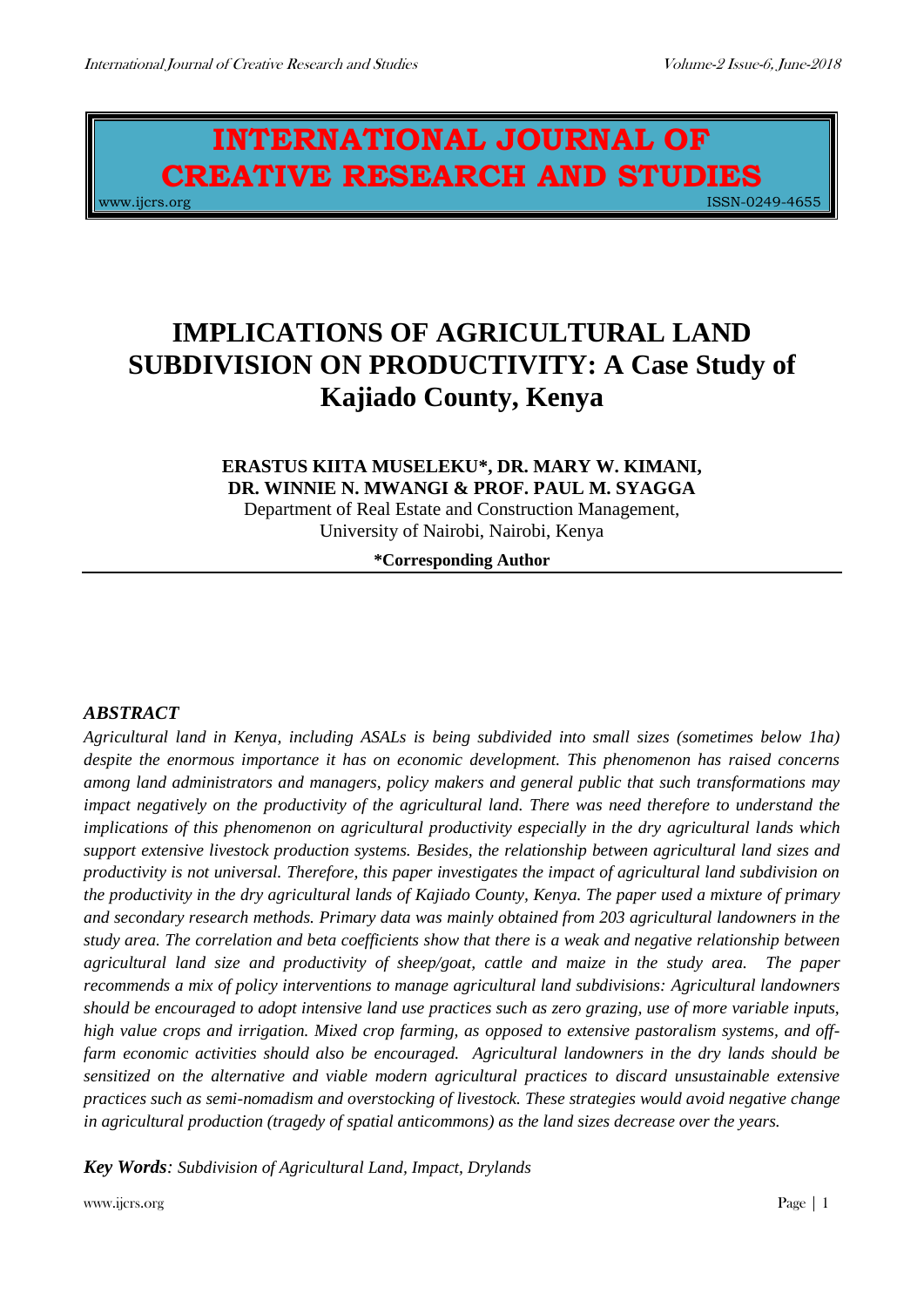# INTERNATIONAL JOURNAL OF CREATIVE RESEARCH AND STUDIES

www.ijcrs.org ISSN-0249-4655

# IMPLICATIONS OF AGRICULTURAL LAND SUBDIVISION ON PRODUCTIVITY: A Case Study of Kajiado County, Kenya

**ERASTUS KIITA MUSELEKU\*, DR. MARY W. KIMANI, DR. WINNIE N. MWANGI & PROF. PAUL M. SYAGGA**

Department of Real Estate and Construction Management,
University of Nairobi, Nairobi, Kenya

**\*Corresponding Author**

---

## *ABSTRACT*

*Agricultural land in Kenya, including ASALs is being subdivided into small sizes (sometimes below 1ha) despite the enormous importance it has on economic development. This phenomenon has raised concerns among land administrators and managers, policy makers and general public that such transformations may impact negatively on the productivity of the agricultural land. There was need therefore to understand the implications of this phenomenon on agricultural productivity especially in the dry agricultural lands which support extensive livestock production systems. Besides, the relationship between agricultural land sizes and productivity is not universal. Therefore, this paper investigates the impact of agricultural land subdivision on the productivity in the dry agricultural lands of Kajiado County, Kenya. The paper used a mixture of primary and secondary research methods. Primary data was mainly obtained from 203 agricultural landowners in the study area. The correlation and beta coefficients show that there is a weak and negative relationship between agricultural land size and productivity of sheep/goat, cattle and maize in the study area. The paper recommends a mix of policy interventions to manage agricultural land subdivisions: Agricultural landowners should be encouraged to adopt intensive land use practices such as zero grazing, use of more variable inputs, high value crops and irrigation. Mixed crop farming, as opposed to extensive pastoralism systems, and off-farm economic activities should also be encouraged. Agricultural landowners in the dry lands should be sensitized on the alternative and viable modern agricultural practices to discard unsustainable extensive practices such as semi-nomadism and overstocking of livestock. These strategies would avoid negative change in agricultural production (tragedy of spatial anticommons) as the land sizes decrease over the years.*

***Key Words****: Subdivision of Agricultural Land, Impact, Drylands*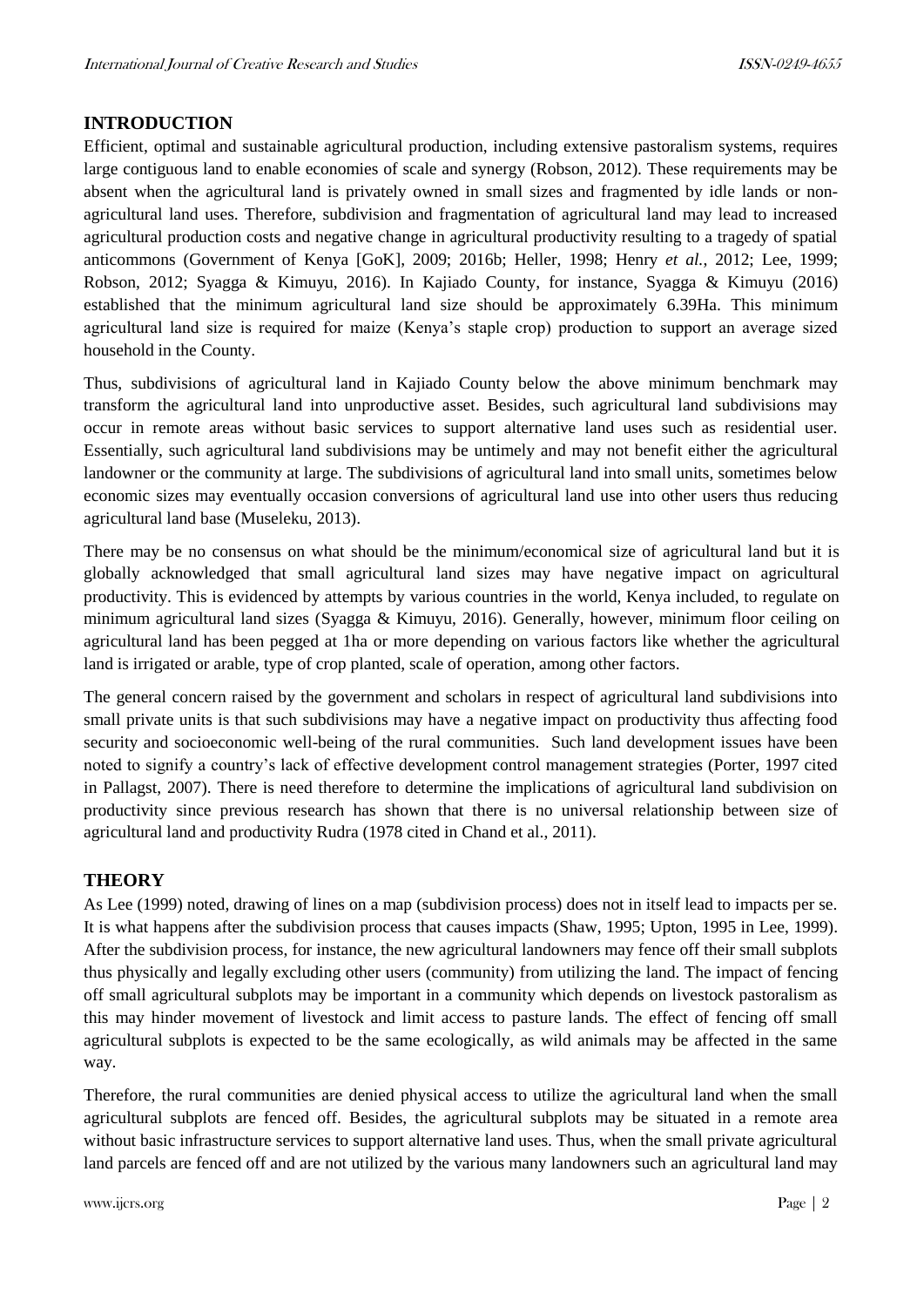## INTRODUCTION

Efficient, optimal and sustainable agricultural production, including extensive pastoralism systems, requires large contiguous land to enable economies of scale and synergy (Robson, 2012). These requirements may be absent when the agricultural land is privately owned in small sizes and fragmented by idle lands or non-agricultural land uses. Therefore, subdivision and fragmentation of agricultural land may lead to increased agricultural production costs and negative change in agricultural productivity resulting to a tragedy of spatial anticommons (Government of Kenya [GoK], 2009; 2016b; Heller, 1998; Henry *et al.*, 2012; Lee, 1999; Robson, 2012; Syagga & Kimuyu, 2016). In Kajiado County, for instance, Syagga & Kimuyu (2016) established that the minimum agricultural land size should be approximately 6.39Ha. This minimum agricultural land size is required for maize (Kenya's staple crop) production to support an average sized household in the County.

Thus, subdivisions of agricultural land in Kajiado County below the above minimum benchmark may transform the agricultural land into unproductive asset. Besides, such agricultural land subdivisions may occur in remote areas without basic services to support alternative land uses such as residential user. Essentially, such agricultural land subdivisions may be untimely and may not benefit either the agricultural landowner or the community at large. The subdivisions of agricultural land into small units, sometimes below economic sizes may eventually occasion conversions of agricultural land use into other users thus reducing agricultural land base (Museleku, 2013).

There may be no consensus on what should be the minimum/economical size of agricultural land but it is globally acknowledged that small agricultural land sizes may have negative impact on agricultural productivity. This is evidenced by attempts by various countries in the world, Kenya included, to regulate on minimum agricultural land sizes (Syagga & Kimuyu, 2016). Generally, however, minimum floor ceiling on agricultural land has been pegged at 1ha or more depending on various factors like whether the agricultural land is irrigated or arable, type of crop planted, scale of operation, among other factors.

The general concern raised by the government and scholars in respect of agricultural land subdivisions into small private units is that such subdivisions may have a negative impact on productivity thus affecting food security and socioeconomic well-being of the rural communities. Such land development issues have been noted to signify a country's lack of effective development control management strategies (Porter, 1997 cited in Pallagst, 2007). There is need therefore to determine the implications of agricultural land subdivision on productivity since previous research has shown that there is no universal relationship between size of agricultural land and productivity Rudra (1978 cited in Chand et al., 2011).

## THEORY

As Lee (1999) noted, drawing of lines on a map (subdivision process) does not in itself lead to impacts per se. It is what happens after the subdivision process that causes impacts (Shaw, 1995; Upton, 1995 in Lee, 1999). After the subdivision process, for instance, the new agricultural landowners may fence off their small subplots thus physically and legally excluding other users (community) from utilizing the land. The impact of fencing off small agricultural subplots may be important in a community which depends on livestock pastoralism as this may hinder movement of livestock and limit access to pasture lands. The effect of fencing off small agricultural subplots is expected to be the same ecologically, as wild animals may be affected in the same way.

Therefore, the rural communities are denied physical access to utilize the agricultural land when the small agricultural subplots are fenced off. Besides, the agricultural subplots may be situated in a remote area without basic infrastructure services to support alternative land uses. Thus, when the small private agricultural land parcels are fenced off and are not utilized by the various many landowners such an agricultural land may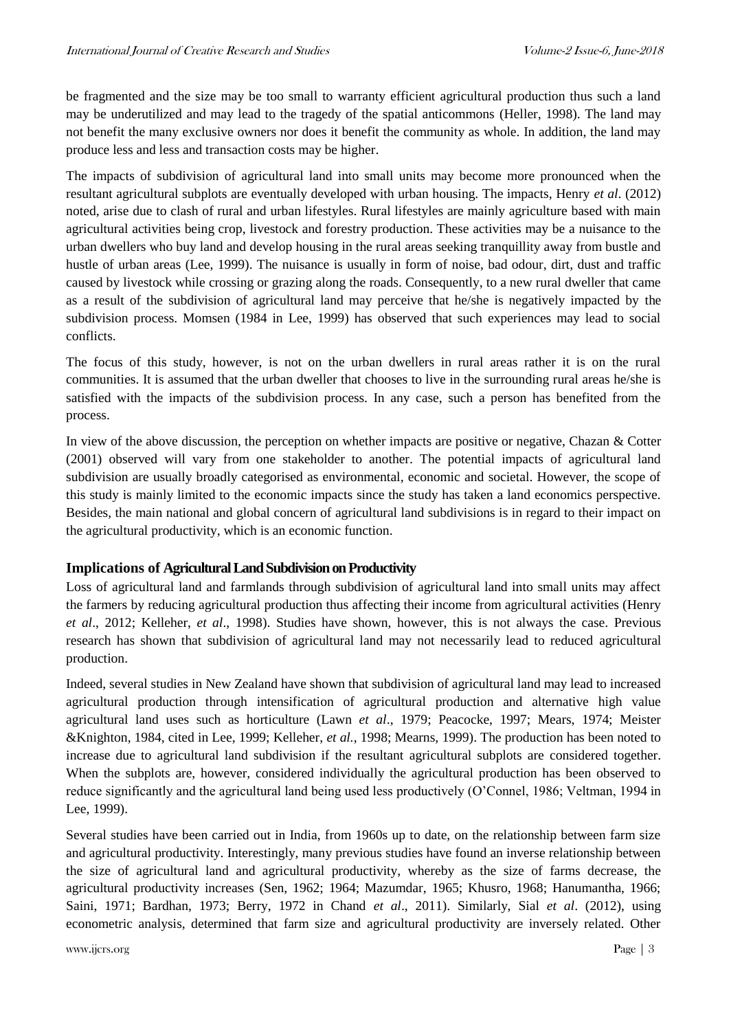be fragmented and the size may be too small to warranty efficient agricultural production thus such a land may be underutilized and may lead to the tragedy of the spatial anticommons (Heller, 1998). The land may not benefit the many exclusive owners nor does it benefit the community as whole. In addition, the land may produce less and less and transaction costs may be higher.

The impacts of subdivision of agricultural land into small units may become more pronounced when the resultant agricultural subplots are eventually developed with urban housing. The impacts, Henry *et al*. (2012) noted, arise due to clash of rural and urban lifestyles. Rural lifestyles are mainly agriculture based with main agricultural activities being crop, livestock and forestry production. These activities may be a nuisance to the urban dwellers who buy land and develop housing in the rural areas seeking tranquillity away from bustle and hustle of urban areas (Lee, 1999). The nuisance is usually in form of noise, bad odour, dirt, dust and traffic caused by livestock while crossing or grazing along the roads. Consequently, to a new rural dweller that came as a result of the subdivision of agricultural land may perceive that he/she is negatively impacted by the subdivision process. Momsen (1984 in Lee, 1999) has observed that such experiences may lead to social conflicts.

The focus of this study, however, is not on the urban dwellers in rural areas rather it is on the rural communities. It is assumed that the urban dweller that chooses to live in the surrounding rural areas he/she is satisfied with the impacts of the subdivision process. In any case, such a person has benefited from the process.

In view of the above discussion, the perception on whether impacts are positive or negative, Chazan & Cotter (2001) observed will vary from one stakeholder to another. The potential impacts of agricultural land subdivision are usually broadly categorised as environmental, economic and societal. However, the scope of this study is mainly limited to the economic impacts since the study has taken a land economics perspective. Besides, the main national and global concern of agricultural land subdivisions is in regard to their impact on the agricultural productivity, which is an economic function.

### Implications of Agricultural Land Subdivision on Productivity

Loss of agricultural land and farmlands through subdivision of agricultural land into small units may affect the farmers by reducing agricultural production thus affecting their income from agricultural activities (Henry *et al*., 2012; Kelleher, *et al*., 1998). Studies have shown, however, this is not always the case. Previous research has shown that subdivision of agricultural land may not necessarily lead to reduced agricultural production.

Indeed, several studies in New Zealand have shown that subdivision of agricultural land may lead to increased agricultural production through intensification of agricultural production and alternative high value agricultural land uses such as horticulture (Lawn *et al*., 1979; Peacocke, 1997; Mears, 1974; Meister &Knighton, 1984, cited in Lee, 1999; Kelleher, *et al.*, 1998; Mearns, 1999). The production has been noted to increase due to agricultural land subdivision if the resultant agricultural subplots are considered together. When the subplots are, however, considered individually the agricultural production has been observed to reduce significantly and the agricultural land being used less productively (O'Connel, 1986; Veltman, 1994 in Lee, 1999).

Several studies have been carried out in India, from 1960s up to date, on the relationship between farm size and agricultural productivity. Interestingly, many previous studies have found an inverse relationship between the size of agricultural land and agricultural productivity, whereby as the size of farms decrease, the agricultural productivity increases (Sen, 1962; 1964; Mazumdar, 1965; Khusro, 1968; Hanumantha, 1966; Saini, 1971; Bardhan, 1973; Berry, 1972 in Chand *et al*., 2011). Similarly, Sial *et al*. (2012), using econometric analysis, determined that farm size and agricultural productivity are inversely related. Other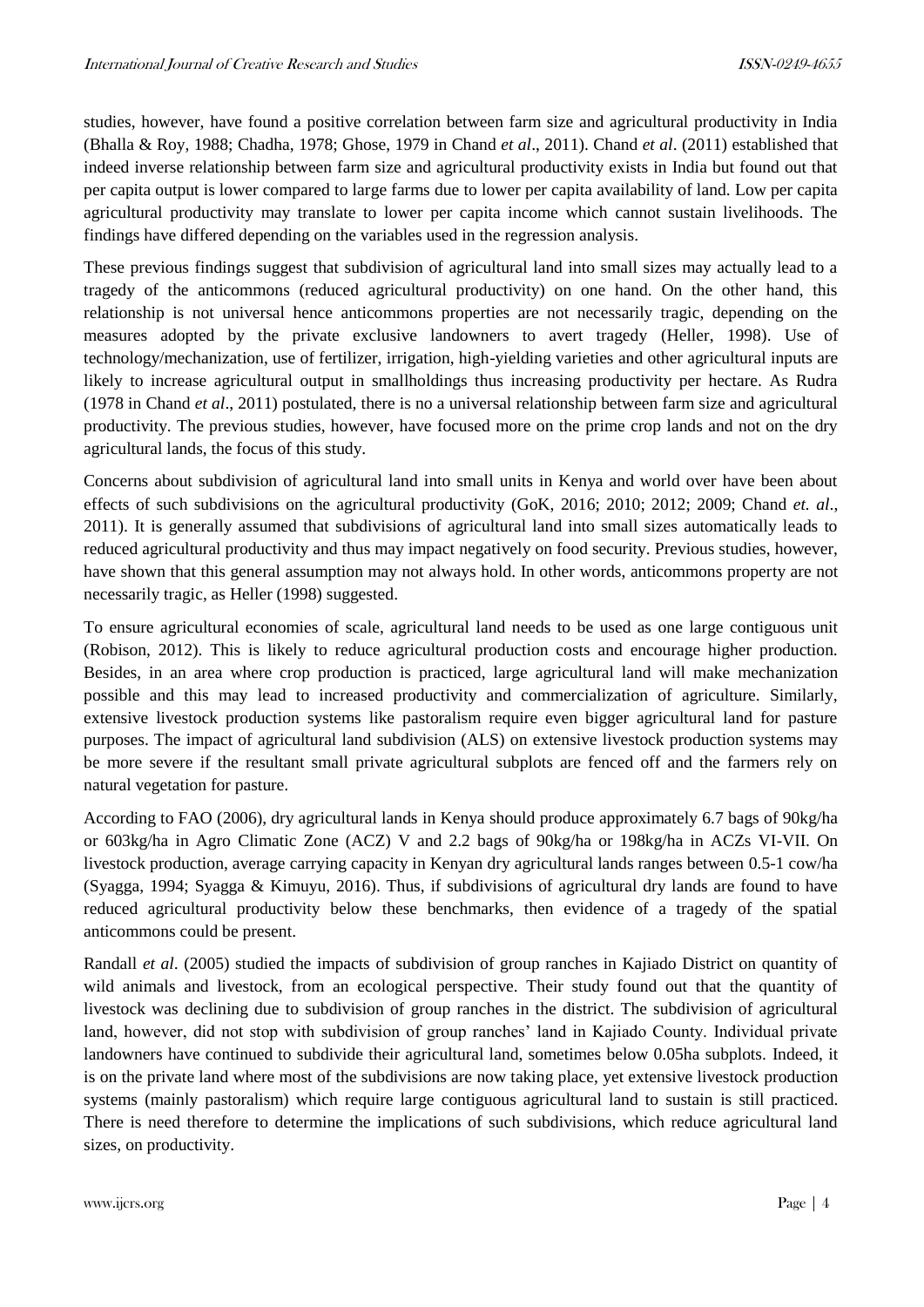studies, however, have found a positive correlation between farm size and agricultural productivity in India (Bhalla & Roy, 1988; Chadha, 1978; Ghose, 1979 in Chand *et al*., 2011). Chand *et al*. (2011) established that indeed inverse relationship between farm size and agricultural productivity exists in India but found out that per capita output is lower compared to large farms due to lower per capita availability of land. Low per capita agricultural productivity may translate to lower per capita income which cannot sustain livelihoods. The findings have differed depending on the variables used in the regression analysis.

These previous findings suggest that subdivision of agricultural land into small sizes may actually lead to a tragedy of the anticommons (reduced agricultural productivity) on one hand. On the other hand, this relationship is not universal hence anticommons properties are not necessarily tragic, depending on the measures adopted by the private exclusive landowners to avert tragedy (Heller, 1998). Use of technology/mechanization, use of fertilizer, irrigation, high-yielding varieties and other agricultural inputs are likely to increase agricultural output in smallholdings thus increasing productivity per hectare. As Rudra (1978 in Chand *et al*., 2011) postulated, there is no a universal relationship between farm size and agricultural productivity. The previous studies, however, have focused more on the prime crop lands and not on the dry agricultural lands, the focus of this study.

Concerns about subdivision of agricultural land into small units in Kenya and world over have been about effects of such subdivisions on the agricultural productivity (GoK, 2016; 2010; 2012; 2009; Chand *et. al*., 2011). It is generally assumed that subdivisions of agricultural land into small sizes automatically leads to reduced agricultural productivity and thus may impact negatively on food security. Previous studies, however, have shown that this general assumption may not always hold. In other words, anticommons property are not necessarily tragic, as Heller (1998) suggested.

To ensure agricultural economies of scale, agricultural land needs to be used as one large contiguous unit (Robison, 2012). This is likely to reduce agricultural production costs and encourage higher production. Besides, in an area where crop production is practiced, large agricultural land will make mechanization possible and this may lead to increased productivity and commercialization of agriculture. Similarly, extensive livestock production systems like pastoralism require even bigger agricultural land for pasture purposes. The impact of agricultural land subdivision (ALS) on extensive livestock production systems may be more severe if the resultant small private agricultural subplots are fenced off and the farmers rely on natural vegetation for pasture.

According to FAO (2006), dry agricultural lands in Kenya should produce approximately 6.7 bags of 90kg/ha or 603kg/ha in Agro Climatic Zone (ACZ) V and 2.2 bags of 90kg/ha or 198kg/ha in ACZs VI-VII. On livestock production, average carrying capacity in Kenyan dry agricultural lands ranges between 0.5-1 cow/ha (Syagga, 1994; Syagga & Kimuyu, 2016). Thus, if subdivisions of agricultural dry lands are found to have reduced agricultural productivity below these benchmarks, then evidence of a tragedy of the spatial anticommons could be present.

Randall *et al*. (2005) studied the impacts of subdivision of group ranches in Kajiado District on quantity of wild animals and livestock, from an ecological perspective. Their study found out that the quantity of livestock was declining due to subdivision of group ranches in the district. The subdivision of agricultural land, however, did not stop with subdivision of group ranches' land in Kajiado County. Individual private landowners have continued to subdivide their agricultural land, sometimes below 0.05ha subplots. Indeed, it is on the private land where most of the subdivisions are now taking place, yet extensive livestock production systems (mainly pastoralism) which require large contiguous agricultural land to sustain is still practiced. There is need therefore to determine the implications of such subdivisions, which reduce agricultural land sizes, on productivity.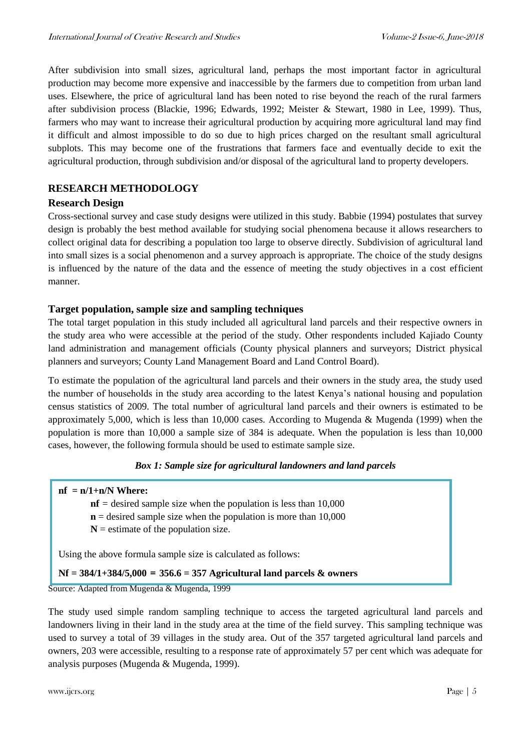After subdivision into small sizes, agricultural land, perhaps the most important factor in agricultural production may become more expensive and inaccessible by the farmers due to competition from urban land uses. Elsewhere, the price of agricultural land has been noted to rise beyond the reach of the rural farmers after subdivision process (Blackie, 1996; Edwards, 1992; Meister & Stewart, 1980 in Lee, 1999). Thus, farmers who may want to increase their agricultural production by acquiring more agricultural land may find it difficult and almost impossible to do so due to high prices charged on the resultant small agricultural subplots. This may become one of the frustrations that farmers face and eventually decide to exit the agricultural production, through subdivision and/or disposal of the agricultural land to property developers.

## RESEARCH METHODOLOGY

### Research Design

Cross-sectional survey and case study designs were utilized in this study. Babbie (1994) postulates that survey design is probably the best method available for studying social phenomena because it allows researchers to collect original data for describing a population too large to observe directly. Subdivision of agricultural land into small sizes is a social phenomenon and a survey approach is appropriate. The choice of the study designs is influenced by the nature of the data and the essence of meeting the study objectives in a cost efficient manner.

### Target population, sample size and sampling techniques

The total target population in this study included all agricultural land parcels and their respective owners in the study area who were accessible at the period of the study. Other respondents included Kajiado County land administration and management officials (County physical planners and surveyors; District physical planners and surveyors; County Land Management Board and Land Control Board).

To estimate the population of the agricultural land parcels and their owners in the study area, the study used the number of households in the study area according to the latest Kenya's national housing and population census statistics of 2009. The total number of agricultural land parcels and their owners is estimated to be approximately 5,000, which is less than 10,000 cases. According to Mugenda & Mugenda (1999) when the population is more than 10,000 a sample size of 384 is adequate. When the population is less than 10,000 cases, however, the following formula should be used to estimate sample size.

***Box 1: Sample size for agricultural landowners and land parcels***

**nf = n/1+n/N Where:**

$$nf = \frac{n}{1 + n/N}$$

- **nf** = desired sample size when the population is less than 10,000
- **n** = desired sample size when the population is more than 10,000
- **N** = estimate of the population size.

Using the above formula sample size is calculated as follows:

**Nf = 384/1+384/5,000 = 356.6 = 357 Agricultural land parcels & owners**

Source: Adapted from Mugenda & Mugenda, 1999

The study used simple random sampling technique to access the targeted agricultural land parcels and landowners living in their land in the study area at the time of the field survey. This sampling technique was used to survey a total of 39 villages in the study area. Out of the 357 targeted agricultural land parcels and owners, 203 were accessible, resulting to a response rate of approximately 57 per cent which was adequate for analysis purposes (Mugenda & Mugenda, 1999).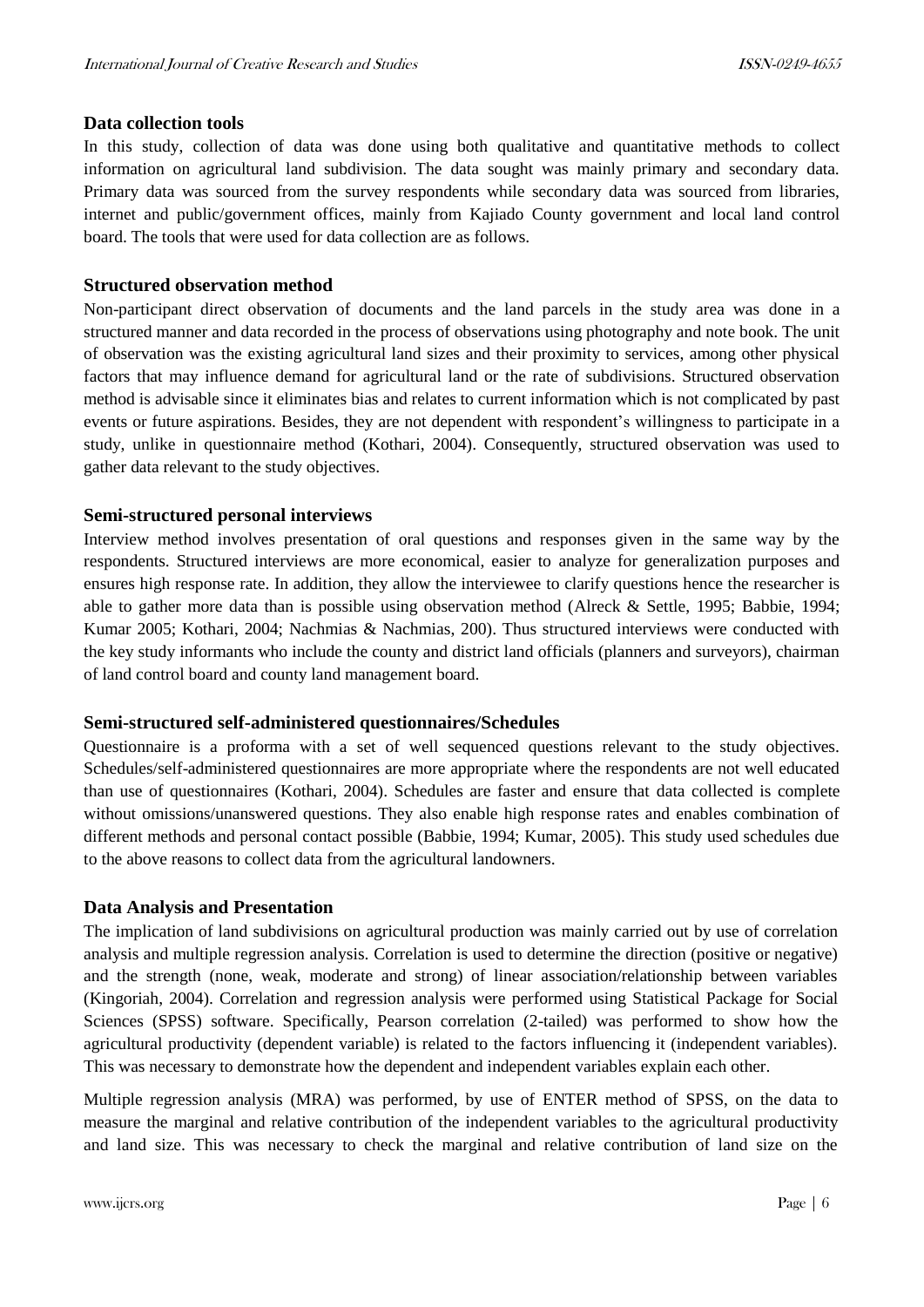### Data collection tools

In this study, collection of data was done using both qualitative and quantitative methods to collect information on agricultural land subdivision. The data sought was mainly primary and secondary data. Primary data was sourced from the survey respondents while secondary data was sourced from libraries, internet and public/government offices, mainly from Kajiado County government and local land control board. The tools that were used for data collection are as follows.

### Structured observation method

Non-participant direct observation of documents and the land parcels in the study area was done in a structured manner and data recorded in the process of observations using photography and note book. The unit of observation was the existing agricultural land sizes and their proximity to services, among other physical factors that may influence demand for agricultural land or the rate of subdivisions. Structured observation method is advisable since it eliminates bias and relates to current information which is not complicated by past events or future aspirations. Besides, they are not dependent with respondent's willingness to participate in a study, unlike in questionnaire method (Kothari, 2004). Consequently, structured observation was used to gather data relevant to the study objectives.

### Semi-structured personal interviews

Interview method involves presentation of oral questions and responses given in the same way by the respondents. Structured interviews are more economical, easier to analyze for generalization purposes and ensures high response rate. In addition, they allow the interviewee to clarify questions hence the researcher is able to gather more data than is possible using observation method (Alreck & Settle, 1995; Babbie, 1994; Kumar 2005; Kothari, 2004; Nachmias & Nachmias, 200). Thus structured interviews were conducted with the key study informants who include the county and district land officials (planners and surveyors), chairman of land control board and county land management board.

### Semi-structured self-administered questionnaires/Schedules

Questionnaire is a proforma with a set of well sequenced questions relevant to the study objectives. Schedules/self-administered questionnaires are more appropriate where the respondents are not well educated than use of questionnaires (Kothari, 2004). Schedules are faster and ensure that data collected is complete without omissions/unanswered questions. They also enable high response rates and enables combination of different methods and personal contact possible (Babbie, 1994; Kumar, 2005). This study used schedules due to the above reasons to collect data from the agricultural landowners.

### Data Analysis and Presentation

The implication of land subdivisions on agricultural production was mainly carried out by use of correlation analysis and multiple regression analysis. Correlation is used to determine the direction (positive or negative) and the strength (none, weak, moderate and strong) of linear association/relationship between variables (Kingoriah, 2004). Correlation and regression analysis were performed using Statistical Package for Social Sciences (SPSS) software. Specifically, Pearson correlation (2-tailed) was performed to show how the agricultural productivity (dependent variable) is related to the factors influencing it (independent variables). This was necessary to demonstrate how the dependent and independent variables explain each other.

Multiple regression analysis (MRA) was performed, by use of ENTER method of SPSS, on the data to measure the marginal and relative contribution of the independent variables to the agricultural productivity and land size. This was necessary to check the marginal and relative contribution of land size on the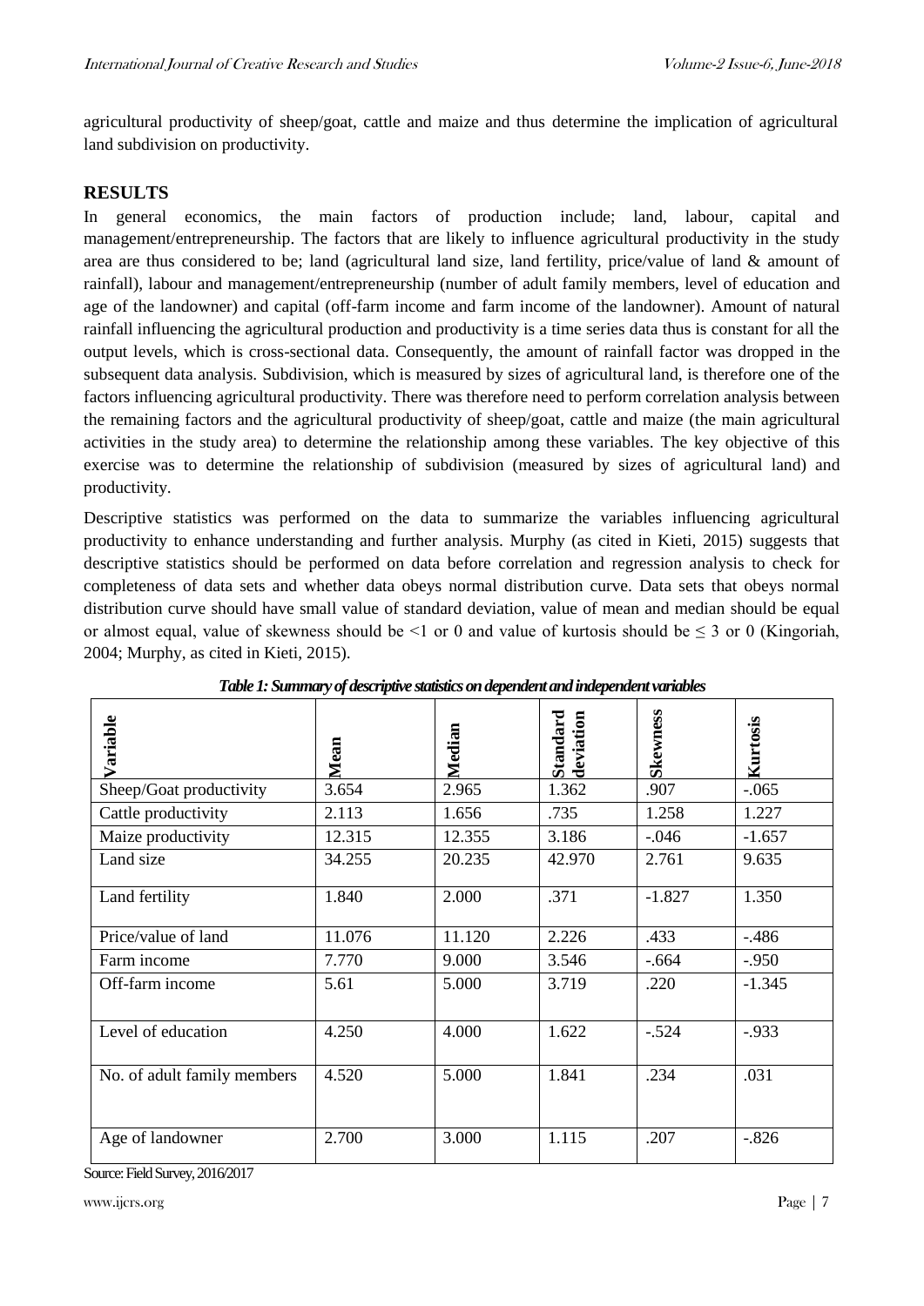agricultural productivity of sheep/goat, cattle and maize and thus determine the implication of agricultural land subdivision on productivity.

## RESULTS

In general economics, the main factors of production include; land, labour, capital and management/entrepreneurship. The factors that are likely to influence agricultural productivity in the study area are thus considered to be; land (agricultural land size, land fertility, price/value of land & amount of rainfall), labour and management/entrepreneurship (number of adult family members, level of education and age of the landowner) and capital (off-farm income and farm income of the landowner). Amount of natural rainfall influencing the agricultural production and productivity is a time series data thus is constant for all the output levels, which is cross-sectional data. Consequently, the amount of rainfall factor was dropped in the subsequent data analysis. Subdivision, which is measured by sizes of agricultural land, is therefore one of the factors influencing agricultural productivity. There was therefore need to perform correlation analysis between the remaining factors and the agricultural productivity of sheep/goat, cattle and maize (the main agricultural activities in the study area) to determine the relationship among these variables. The key objective of this exercise was to determine the relationship of subdivision (measured by sizes of agricultural land) and productivity.

Descriptive statistics was performed on the data to summarize the variables influencing agricultural productivity to enhance understanding and further analysis. Murphy (as cited in Kieti, 2015) suggests that descriptive statistics should be performed on data before correlation and regression analysis to check for completeness of data sets and whether data obeys normal distribution curve. Data sets that obeys normal distribution curve should have small value of standard deviation, value of mean and median should be equal or almost equal, value of skewness should be <1 or 0 and value of kurtosis should be ≤ 3 or 0 (Kingoriah, 2004; Murphy, as cited in Kieti, 2015).

*Table 1: Summary of descriptive statistics on dependent and independent variables*

| Variable | Mean | Median | Standard deviation | Skewness | Kurtosis |
|---|---|---|---|---|---|
| Sheep/Goat productivity | 3.654 | 2.965 | 1.362 | .907 | -.065 |
| Cattle productivity | 2.113 | 1.656 | .735 | 1.258 | 1.227 |
| Maize productivity | 12.315 | 12.355 | 3.186 | -.046 | -1.657 |
| Land size | 34.255 | 20.235 | 42.970 | 2.761 | 9.635 |
| Land fertility | 1.840 | 2.000 | .371 | -1.827 | 1.350 |
| Price/value of land | 11.076 | 11.120 | 2.226 | .433 | -.486 |
| Farm income | 7.770 | 9.000 | 3.546 | -.664 | -.950 |
| Off-farm income | 5.61 | 5.000 | 3.719 | .220 | -1.345 |
| Level of education | 4.250 | 4.000 | 1.622 | -.524 | -.933 |
| No. of adult family members | 4.520 | 5.000 | 1.841 | .234 | .031 |
| Age of landowner | 2.700 | 3.000 | 1.115 | .207 | -.826 |

Source: Field Survey, 2016/2017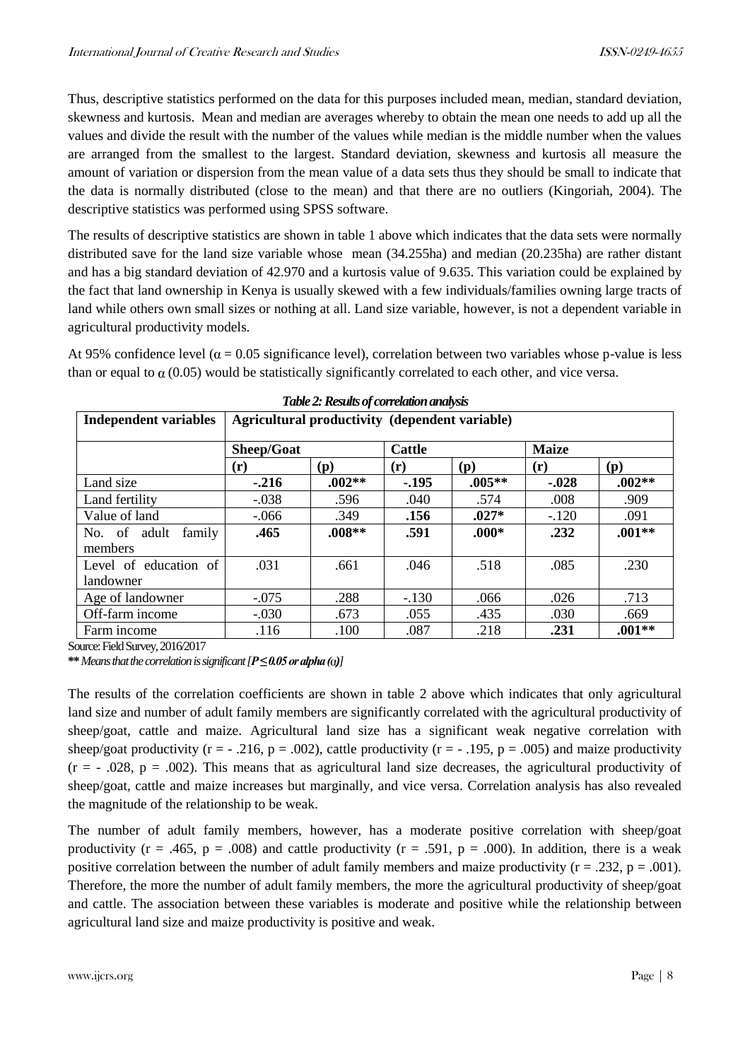Thus, descriptive statistics performed on the data for this purposes included mean, median, standard deviation, skewness and kurtosis. Mean and median are averages whereby to obtain the mean one needs to add up all the values and divide the result with the number of the values while median is the middle number when the values are arranged from the smallest to the largest. Standard deviation, skewness and kurtosis all measure the amount of variation or dispersion from the mean value of a data sets thus they should be small to indicate that the data is normally distributed (close to the mean) and that there are no outliers (Kingoriah, 2004). The descriptive statistics was performed using SPSS software.

The results of descriptive statistics are shown in table 1 above which indicates that the data sets were normally distributed save for the land size variable whose mean (34.255ha) and median (20.235ha) are rather distant and has a big standard deviation of 42.970 and a kurtosis value of 9.635. This variation could be explained by the fact that land ownership in Kenya is usually skewed with a few individuals/families owning large tracts of land while others own small sizes or nothing at all. Land size variable, however, is not a dependent variable in agricultural productivity models.

At 95% confidence level ($\alpha = 0.05$ significance level), correlation between two variables whose p-value is less than or equal to $\alpha$ (0.05) would be statistically significantly correlated to each other, and vice versa.

***Table 2: Results of correlation analysis***

| Independent variables | Agricultural productivity (dependent variable) | | | | | |
|---|---|---|---|---|---|---|
| | Sheep/Goat | | Cattle | | Maize | |
| | (r) | (p) | (r) | (p) | (r) | (p) |
| Land size | **-.216** | **.002**** | **-.195** | **.005**** | **-.028** | **.002**** |
| Land fertility | -.038 | .596 | .040 | .574 | .008 | .909 |
| Value of land | -.066 | .349 | **.156** | **.027*** | -.120 | .091 |
| No. of adult family members | **.465** | **.008**** | **.591** | **.000*** | **.232** | **.001**** |
| Level of education of landowner | .031 | .661 | .046 | .518 | .085 | .230 |
| Age of landowner | -.075 | .288 | -.130 | .066 | .026 | .713 |
| Off-farm income | -.030 | .673 | .055 | .435 | .030 | .669 |
| Farm income | .116 | .100 | .087 | .218 | **.231** | **.001**** |

Source: Field Survey, 2016/2017

*\*\* Means that the correlation is significant [$P \leq 0.05$ or alpha ($\alpha$)]*

The results of the correlation coefficients are shown in table 2 above which indicates that only agricultural land size and number of adult family members are significantly correlated with the agricultural productivity of sheep/goat, cattle and maize. Agricultural land size has a significant weak negative correlation with sheep/goat productivity ($r = -.216$, $p = .002$), cattle productivity ($r = -.195$, $p = .005$) and maize productivity ($r = -.028$, $p = .002$). This means that as agricultural land size decreases, the agricultural productivity of sheep/goat, cattle and maize increases but marginally, and vice versa. Correlation analysis has also revealed the magnitude of the relationship to be weak.

The number of adult family members, however, has a moderate positive correlation with sheep/goat productivity ($r = .465$, $p = .008$) and cattle productivity ($r = .591$, $p = .000$). In addition, there is a weak positive correlation between the number of adult family members and maize productivity ($r = .232$, $p = .001$). Therefore, the more the number of adult family members, the more the agricultural productivity of sheep/goat and cattle. The association between these variables is moderate and positive while the relationship between agricultural land size and maize productivity is positive and weak.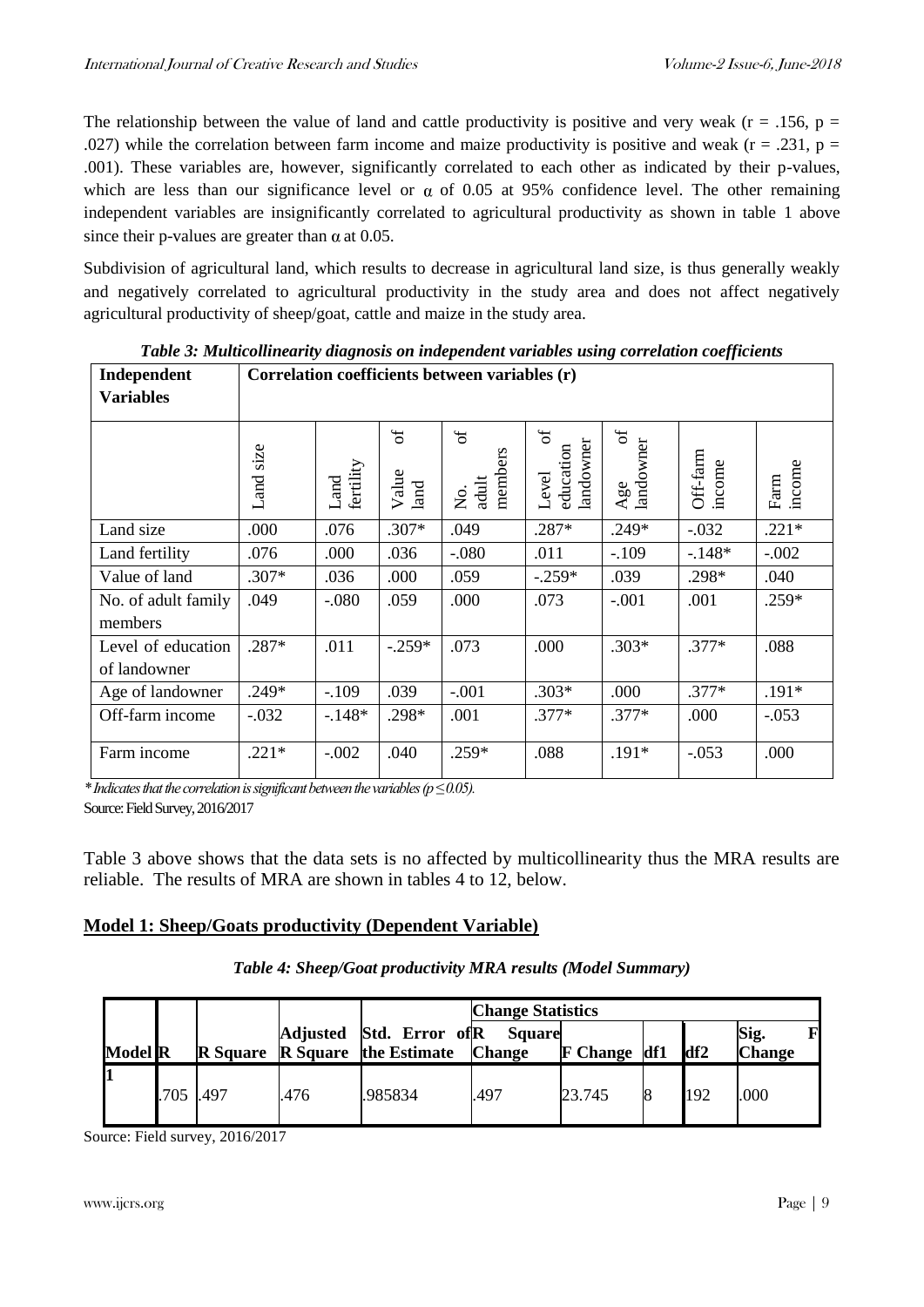The relationship between the value of land and cattle productivity is positive and very weak ($r = .156$, $p = .027$) while the correlation between farm income and maize productivity is positive and weak ($r = .231$, $p = .001$). These variables are, however, significantly correlated to each other as indicated by their p-values, which are less than our significance level or $\alpha$ of 0.05 at 95% confidence level. The other remaining independent variables are insignificantly correlated to agricultural productivity as shown in table 1 above since their p-values are greater than $\alpha$ at 0.05.

Subdivision of agricultural land, which results to decrease in agricultural land size, is thus generally weakly and negatively correlated to agricultural productivity in the study area and does not affect negatively agricultural productivity of sheep/goat, cattle and maize in the study area.

***Table 3: Multicollinearity diagnosis on independent variables using correlation coefficients***

| Independent Variables | Correlation coefficients between variables (r) | | | | | | | |
|---|---|---|---|---|---|---|---|---|
| | Land size | Land fertility | Value of land | No. of adult members | Level of education landowner | Age of landowner | Off-farm income | Farm income |
| Land size | .000 | .076 | .307* | .049 | .287* | .249* | -.032 | .221* |
| Land fertility | .076 | .000 | .036 | -.080 | .011 | -.109 | -.148* | -.002 |
| Value of land | .307* | .036 | .000 | .059 | -.259* | .039 | .298* | .040 |
| No. of adult family members | .049 | -.080 | .059 | .000 | .073 | -.001 | .001 | .259* |
| Level of education of landowner | .287* | .011 | -.259* | .073 | .000 | .303* | .377* | .088 |
| Age of landowner | .249* | -.109 | .039 | -.001 | .303* | .000 | .377* | .191* |
| Off-farm income | -.032 | -.148* | .298* | .001 | .377* | .377* | .000 | -.053 |
| Farm income | .221* | -.002 | .040 | .259* | .088 | .191* | -.053 | .000 |

*\* Indicates that the correlation is significant between the variables ($p \leq 0.05$).*

Source: Field Survey, 2016/2017

Table 3 above shows that the data sets is no affected by multicollinearity thus the MRA results are reliable. The results of MRA are shown in tables 4 to 12, below.

**Model 1: Sheep/Goats productivity (Dependent Variable)**

***Table 4: Sheep/Goat productivity MRA results (Model Summary)***

| | | | | | Change Statistics | | | | |
|---|---|---|---|---|---|---|---|---|---|
| **Model** | **R** | **R Square** | **Adjusted R Square** | **Std. Error of the Estimate** | **R Square Change** | **F Change** | **df1** | **df2** | **Sig. F Change** |
| 1 | .705 | .497 | .476 | .985834 | .497 | 23.745 | 8 | 192 | .000 |

Source: Field survey, 2016/2017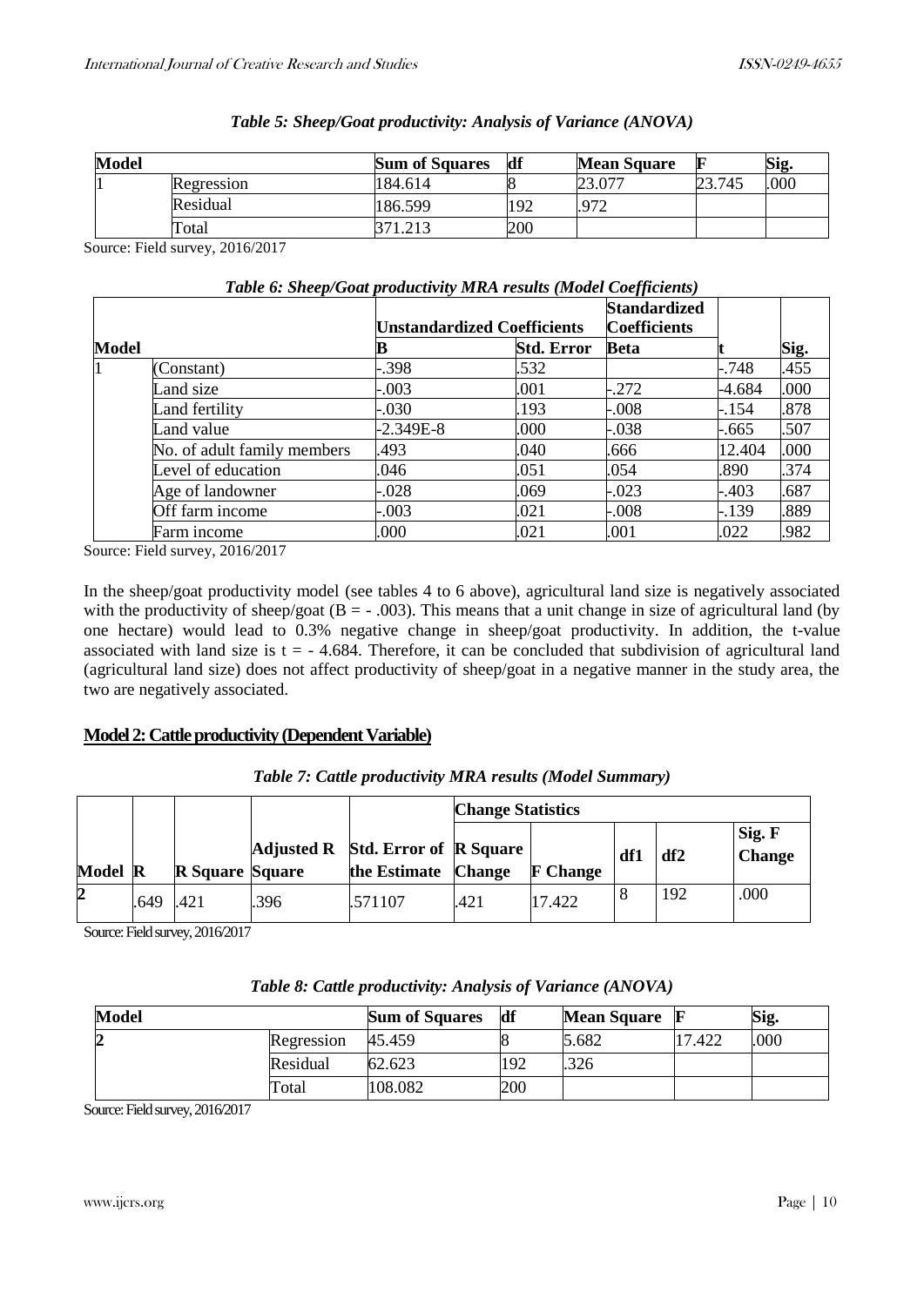*Table 5: Sheep/Goat productivity: Analysis of Variance (ANOVA)*

| Model | | Sum of Squares | df | Mean Square | F | Sig. |
|---|---|---|---|---|---|---|
| 1 | Regression | 184.614 | 8 | 23.077 | 23.745 | .000 |
| | Residual | 186.599 | 192 | .972 | | |
| | Total | 371.213 | 200 | | | |

Source: Field survey, 2016/2017

*Table 6: Sheep/Goat productivity MRA results (Model Coefficients)*

| Model | | Unstandardized Coefficients | | Standardized Coefficients | | |
|---|---|---|---|---|---|---|
| | | B | Std. Error | Beta | t | Sig. |
| 1 | (Constant) | -.398 | .532 | | -.748 | .455 |
| | Land size | -.003 | .001 | -.272 | -4.684 | .000 |
| | Land fertility | -.030 | .193 | -.008 | -.154 | .878 |
| | Land value | -2.349E-8 | .000 | -.038 | -.665 | .507 |
| | No. of adult family members | .493 | .040 | .666 | 12.404 | .000 |
| | Level of education | .046 | .051 | .054 | .890 | .374 |
| | Age of landowner | -.028 | .069 | -.023 | -.403 | .687 |
| | Off farm income | -.003 | .021 | -.008 | -.139 | .889 |
| | Farm income | .000 | .021 | .001 | .022 | .982 |

Source: Field survey, 2016/2017

In the sheep/goat productivity model (see tables 4 to 6 above), agricultural land size is negatively associated with the productivity of sheep/goat (B = - .003). This means that a unit change in size of agricultural land (by one hectare) would lead to 0.3% negative change in sheep/goat productivity. In addition, the t-value associated with land size is t = - 4.684. Therefore, it can be concluded that subdivision of agricultural land (agricultural land size) does not affect productivity of sheep/goat in a negative manner in the study area, the two are negatively associated.

**Model 2: Cattle productivity (Dependent Variable)**

*Table 7: Cattle productivity MRA results (Model Summary)*

| | | | | | Change Statistics | | | | |
|---|---|---|---|---|---|---|---|---|---|
| Model | R | R Square | Adjusted R Square | Std. Error of the Estimate | R Square Change | F Change | df1 | df2 | Sig. F Change |
| 2 | .649 | .421 | .396 | .571107 | .421 | 17.422 | 8 | 192 | .000 |

Source: Field survey, 2016/2017

*Table 8: Cattle productivity: Analysis of Variance (ANOVA)*

| Model | | Sum of Squares | df | Mean Square | F | Sig. |
|---|---|---|---|---|---|---|
| 2 | Regression | 45.459 | 8 | 5.682 | 17.422 | .000 |
| | Residual | 62.623 | 192 | .326 | | |
| | Total | 108.082 | 200 | | | |

Source: Field survey, 2016/2017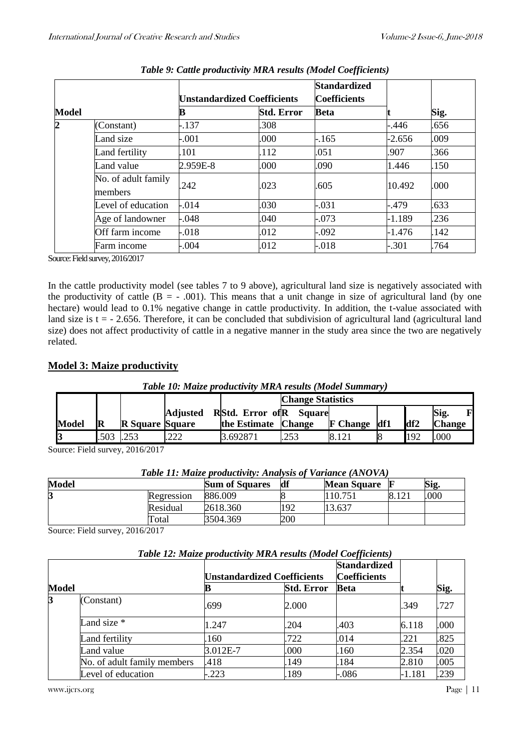*Table 9: Cattle productivity MRA results (Model Coefficients)*

| Model | | Unstandardized Coefficients | | Standardized Coefficients | | |
|---|---|---|---|---|---|---|
| | | B | Std. Error | Beta | t | Sig. |
| 2 | (Constant) | -.137 | .308 | | -.446 | .656 |
| | Land size | -.001 | .000 | -.165 | -2.656 | .009 |
| | Land fertility | .101 | .112 | .051 | .907 | .366 |
| | Land value | 2.959E-8 | .000 | .090 | 1.446 | .150 |
| | No. of adult family members | .242 | .023 | .605 | 10.492 | .000 |
| | Level of education | -.014 | .030 | -.031 | -.479 | .633 |
| | Age of landowner | -.048 | .040 | -.073 | -1.189 | .236 |
| | Off farm income | -.018 | .012 | -.092 | -1.476 | .142 |
| | Farm income | -.004 | .012 | -.018 | -.301 | .764 |

Source: Field survey, 2016/2017

In the cattle productivity model (see tables 7 to 9 above), agricultural land size is negatively associated with the productivity of cattle (B = - .001). This means that a unit change in size of agricultural land (by one hectare) would lead to 0.1% negative change in cattle productivity. In addition, the t-value associated with land size is t = - 2.656. Therefore, it can be concluded that subdivision of agricultural land (agricultural land size) does not affect productivity of cattle in a negative manner in the study area since the two are negatively related.

## Model 3: Maize productivity

*Table 10: Maize productivity MRA results (Model Summary)*

| Model | R | R Square | Adjusted R Square | Std. Error of the Estimate | Change Statistics | | | | |
|---|---|---|---|---|---|---|---|---|---|
| | | | | | R Square Change | F Change | df1 | df2 | Sig. F Change |
| 3 | .503 | .253 | .222 | 3.692871 | .253 | 8.121 | 8 | 192 | .000 |

Source: Field survey, 2016/2017

*Table 11: Maize productivity: Analysis of Variance (ANOVA)*

| Model | | Sum of Squares | df | Mean Square | F | Sig. |
|---|---|---|---|---|---|---|
| 3 | Regression | 886.009 | 8 | 110.751 | 8.121 | .000 |
| | Residual | 2618.360 | 192 | 13.637 | | |
| | Total | 3504.369 | 200 | | | |

Source: Field survey, 2016/2017

*Table 12: Maize productivity MRA results (Model Coefficients)*

| Model | | Unstandardized Coefficients | | Standardized Coefficients | | |
|---|---|---|---|---|---|---|
| | | B | Std. Error | Beta | t | Sig. |
| 3 | (Constant) | .699 | 2.000 | | .349 | .727 |
| | Land size * | 1.247 | .204 | .403 | 6.118 | .000 |
| | Land fertility | .160 | .722 | .014 | .221 | .825 |
| | Land value | 3.012E-7 | .000 | .160 | 2.354 | .020 |
| | No. of adult family members | .418 | .149 | .184 | 2.810 | .005 |
| | Level of education | -.223 | .189 | -.086 | -1.181 | .239 |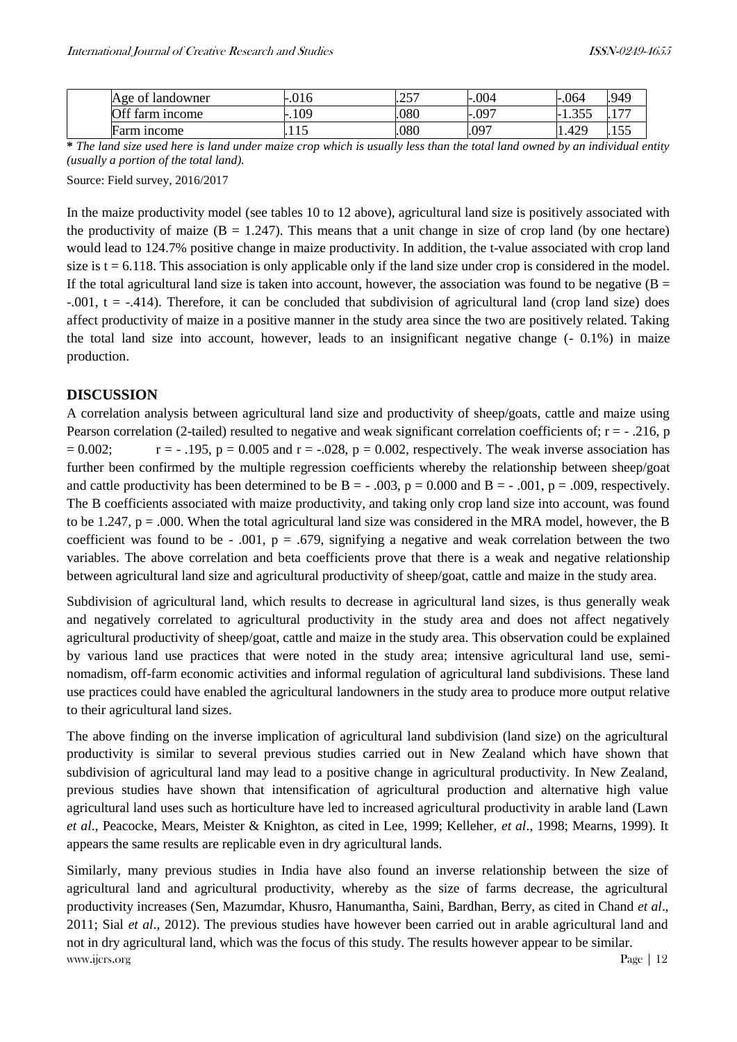| | | | | | | |
|---|---|---|---|---|---|---|
| | Age of landowner | -.016 | .257 | -.004 | -.064 | .949 |
| | Off farm income | -.109 | .080 | -.097 | -1.355 | .177 |
| | Farm income | .115 | .080 | .097 | 1.429 | .155 |

*\* The land size used here is land under maize crop which is usually less than the total land owned by an individual entity (usually a portion of the total land).*

Source: Field survey, 2016/2017

In the maize productivity model (see tables 10 to 12 above), agricultural land size is positively associated with the productivity of maize (B = 1.247). This means that a unit change in size of crop land (by one hectare) would lead to 124.7% positive change in maize productivity. In addition, the t-value associated with crop land size is t = 6.118. This association is only applicable only if the land size under crop is considered in the model. If the total agricultural land size is taken into account, however, the association was found to be negative (B = -.001, t = -.414). Therefore, it can be concluded that subdivision of agricultural land (crop land size) does affect productivity of maize in a positive manner in the study area since the two are positively related. Taking the total land size into account, however, leads to an insignificant negative change (- 0.1%) in maize production.

## DISCUSSION

A correlation analysis between agricultural land size and productivity of sheep/goats, cattle and maize using Pearson correlation (2-tailed) resulted to negative and weak significant correlation coefficients of; r = - .216, p = 0.002; r = - .195, p = 0.005 and r = -.028, p = 0.002, respectively. The weak inverse association has further been confirmed by the multiple regression coefficients whereby the relationship between sheep/goat and cattle productivity has been determined to be B = - .003, p = 0.000 and B = - .001, p = .009, respectively. The B coefficients associated with maize productivity, and taking only crop land size into account, was found to be 1.247, p = .000. When the total agricultural land size was considered in the MRA model, however, the B coefficient was found to be - .001, p = .679, signifying a negative and weak correlation between the two variables. The above correlation and beta coefficients prove that there is a weak and negative relationship between agricultural land size and agricultural productivity of sheep/goat, cattle and maize in the study area.

Subdivision of agricultural land, which results to decrease in agricultural land sizes, is thus generally weak and negatively correlated to agricultural productivity in the study area and does not affect negatively agricultural productivity of sheep/goat, cattle and maize in the study area. This observation could be explained by various land use practices that were noted in the study area; intensive agricultural land use, semi-nomadism, off-farm economic activities and informal regulation of agricultural land subdivisions. These land use practices could have enabled the agricultural landowners in the study area to produce more output relative to their agricultural land sizes.

The above finding on the inverse implication of agricultural land subdivision (land size) on the agricultural productivity is similar to several previous studies carried out in New Zealand which have shown that subdivision of agricultural land may lead to a positive change in agricultural productivity. In New Zealand, previous studies have shown that intensification of agricultural production and alternative high value agricultural land uses such as horticulture have led to increased agricultural productivity in arable land (Lawn *et al*., Peacocke, Mears, Meister & Knighton, as cited in Lee, 1999; Kelleher, *et al*., 1998; Mearns, 1999). It appears the same results are replicable even in dry agricultural lands.

Similarly, many previous studies in India have also found an inverse relationship between the size of agricultural land and agricultural productivity, whereby as the size of farms decrease, the agricultural productivity increases (Sen, Mazumdar, Khusro, Hanumantha, Saini, Bardhan, Berry, as cited in Chand *et al*., 2011; Sial *et al*., 2012). The previous studies have however been carried out in arable agricultural land and not in dry agricultural land, which was the focus of this study. The results however appear to be similar.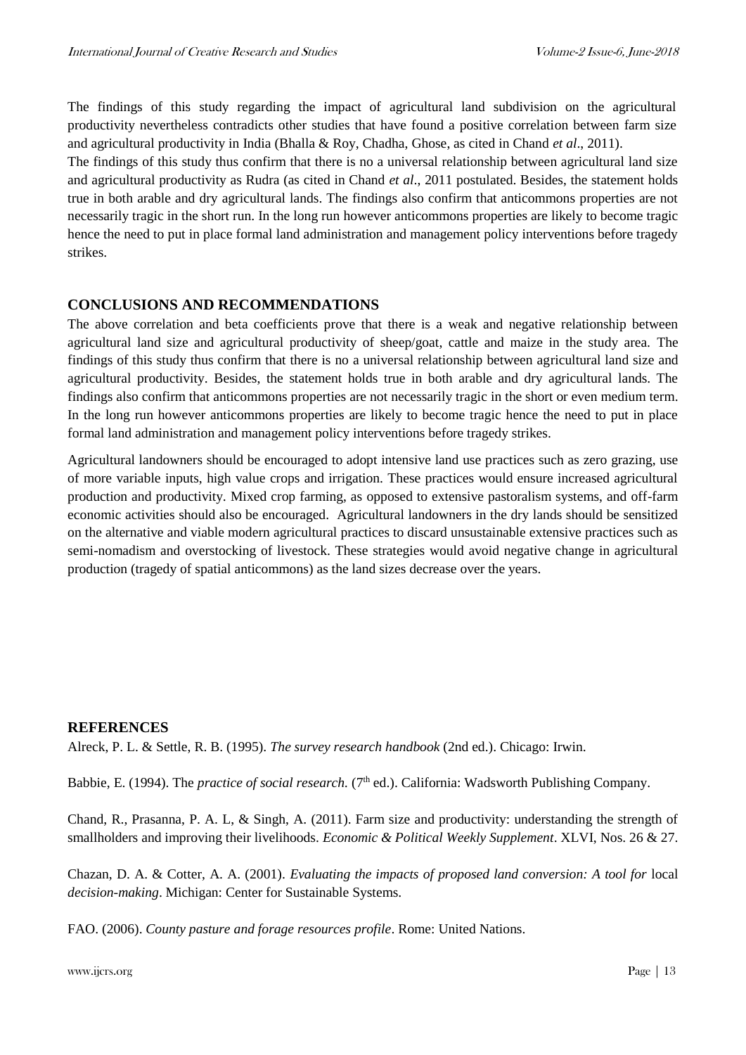The findings of this study regarding the impact of agricultural land subdivision on the agricultural productivity nevertheless contradicts other studies that have found a positive correlation between farm size and agricultural productivity in India (Bhalla & Roy, Chadha, Ghose, as cited in Chand *et al*., 2011).

The findings of this study thus confirm that there is no a universal relationship between agricultural land size and agricultural productivity as Rudra (as cited in Chand *et al*., 2011 postulated. Besides, the statement holds true in both arable and dry agricultural lands. The findings also confirm that anticommons properties are not necessarily tragic in the short run. In the long run however anticommons properties are likely to become tragic hence the need to put in place formal land administration and management policy interventions before tragedy strikes.

## CONCLUSIONS AND RECOMMENDATIONS

The above correlation and beta coefficients prove that there is a weak and negative relationship between agricultural land size and agricultural productivity of sheep/goat, cattle and maize in the study area. The findings of this study thus confirm that there is no a universal relationship between agricultural land size and agricultural productivity. Besides, the statement holds true in both arable and dry agricultural lands. The findings also confirm that anticommons properties are not necessarily tragic in the short or even medium term. In the long run however anticommons properties are likely to become tragic hence the need to put in place formal land administration and management policy interventions before tragedy strikes.

Agricultural landowners should be encouraged to adopt intensive land use practices such as zero grazing, use of more variable inputs, high value crops and irrigation. These practices would ensure increased agricultural production and productivity. Mixed crop farming, as opposed to extensive pastoralism systems, and off-farm economic activities should also be encouraged. Agricultural landowners in the dry lands should be sensitized on the alternative and viable modern agricultural practices to discard unsustainable extensive practices such as semi-nomadism and overstocking of livestock. These strategies would avoid negative change in agricultural production (tragedy of spatial anticommons) as the land sizes decrease over the years.

## REFERENCES

Alreck, P. L. & Settle, R. B. (1995). *The survey research handbook* (2nd ed.). Chicago: Irwin.

Babbie, E. (1994). The *practice of social research.* (7th ed.). California: Wadsworth Publishing Company.

Chand, R., Prasanna, P. A. L, & Singh, A. (2011). Farm size and productivity: understanding the strength of smallholders and improving their livelihoods. *Economic & Political Weekly Supplement*. XLVI, Nos. 26 & 27.

Chazan, D. A. & Cotter, A. A. (2001). *Evaluating the impacts of proposed land conversion: A tool for* local *decision-making*. Michigan: Center for Sustainable Systems.

FAO. (2006). *County pasture and forage resources profile*. Rome: United Nations.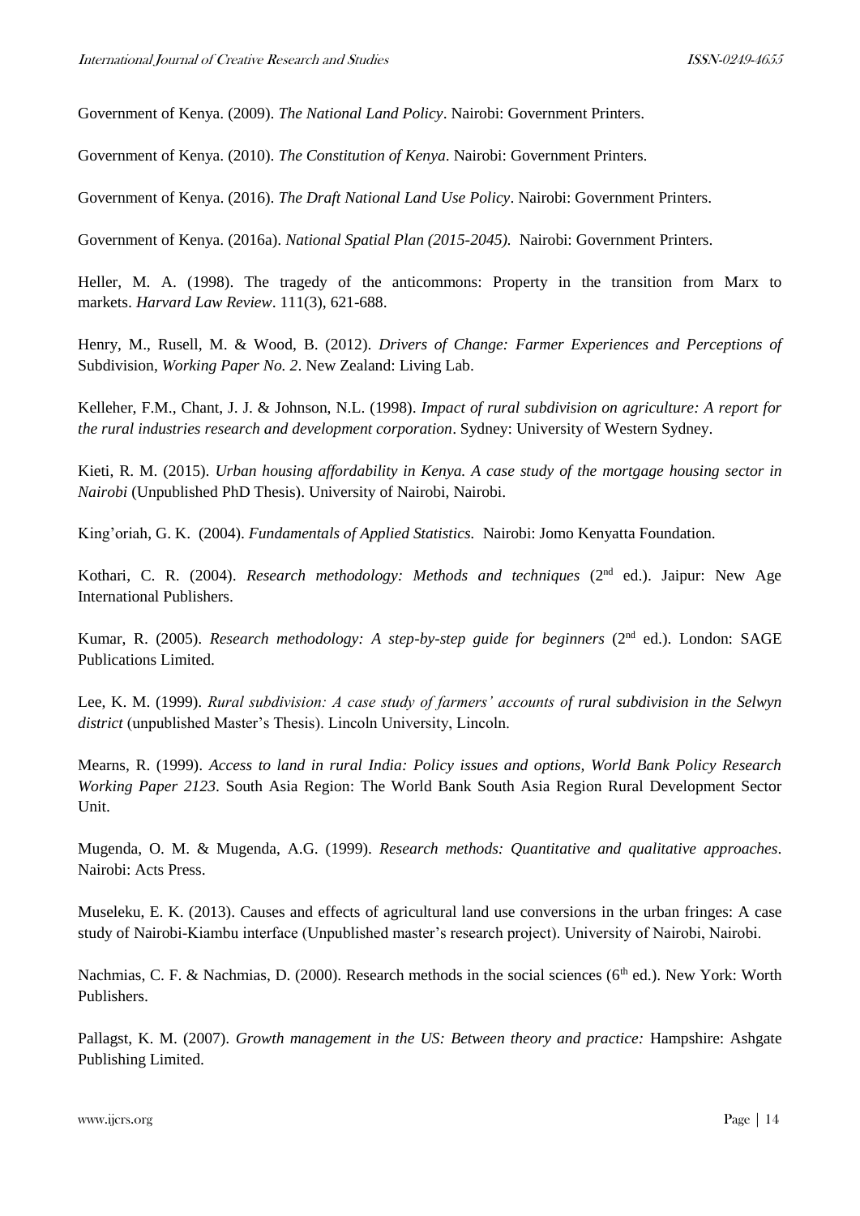Government of Kenya. (2009). *The National Land Policy*. Nairobi: Government Printers.

Government of Kenya. (2010). *The Constitution of Kenya*. Nairobi: Government Printers.

Government of Kenya. (2016). *The Draft National Land Use Policy*. Nairobi: Government Printers.

Government of Kenya. (2016a). *National Spatial Plan (2015-2045).* Nairobi: Government Printers.

Heller, M. A. (1998). The tragedy of the anticommons: Property in the transition from Marx to markets. *Harvard Law Review*. 111(3), 621-688.

Henry, M., Rusell, M. & Wood, B. (2012). *Drivers of Change: Farmer Experiences and Perceptions of* Subdivision, *Working Paper No. 2*. New Zealand: Living Lab.

Kelleher, F.M., Chant, J. J. & Johnson, N.L. (1998). *Impact of rural subdivision on agriculture: A report for the rural industries research and development corporation*. Sydney: University of Western Sydney.

Kieti, R. M. (2015). *Urban housing affordability in Kenya. A case study of the mortgage housing sector in Nairobi* (Unpublished PhD Thesis). University of Nairobi, Nairobi.

King'oriah, G. K. (2004). *Fundamentals of Applied Statistics.* Nairobi: Jomo Kenyatta Foundation.

Kothari, C. R. (2004). *Research methodology: Methods and techniques* (2nd ed.). Jaipur: New Age International Publishers.

Kumar, R. (2005). *Research methodology: A step-by-step guide for beginners* (2nd ed.). London: SAGE Publications Limited.

Lee, K. M. (1999). *Rural subdivision: A case study of farmers' accounts of rural subdivision in the Selwyn district* (unpublished Master's Thesis). Lincoln University, Lincoln.

Mearns, R. (1999). *Access to land in rural India: Policy issues and options, World Bank Policy Research Working Paper 2123*. South Asia Region: The World Bank South Asia Region Rural Development Sector Unit.

Mugenda, O. M. & Mugenda, A.G. (1999). *Research methods: Quantitative and qualitative approaches*. Nairobi: Acts Press.

Museleku, E. K. (2013). Causes and effects of agricultural land use conversions in the urban fringes: A case study of Nairobi-Kiambu interface (Unpublished master's research project). University of Nairobi, Nairobi.

Nachmias, C. F. & Nachmias, D. (2000). Research methods in the social sciences (6th ed.). New York: Worth Publishers.

Pallagst, K. M. (2007). *Growth management in the US: Between theory and practice:* Hampshire: Ashgate Publishing Limited.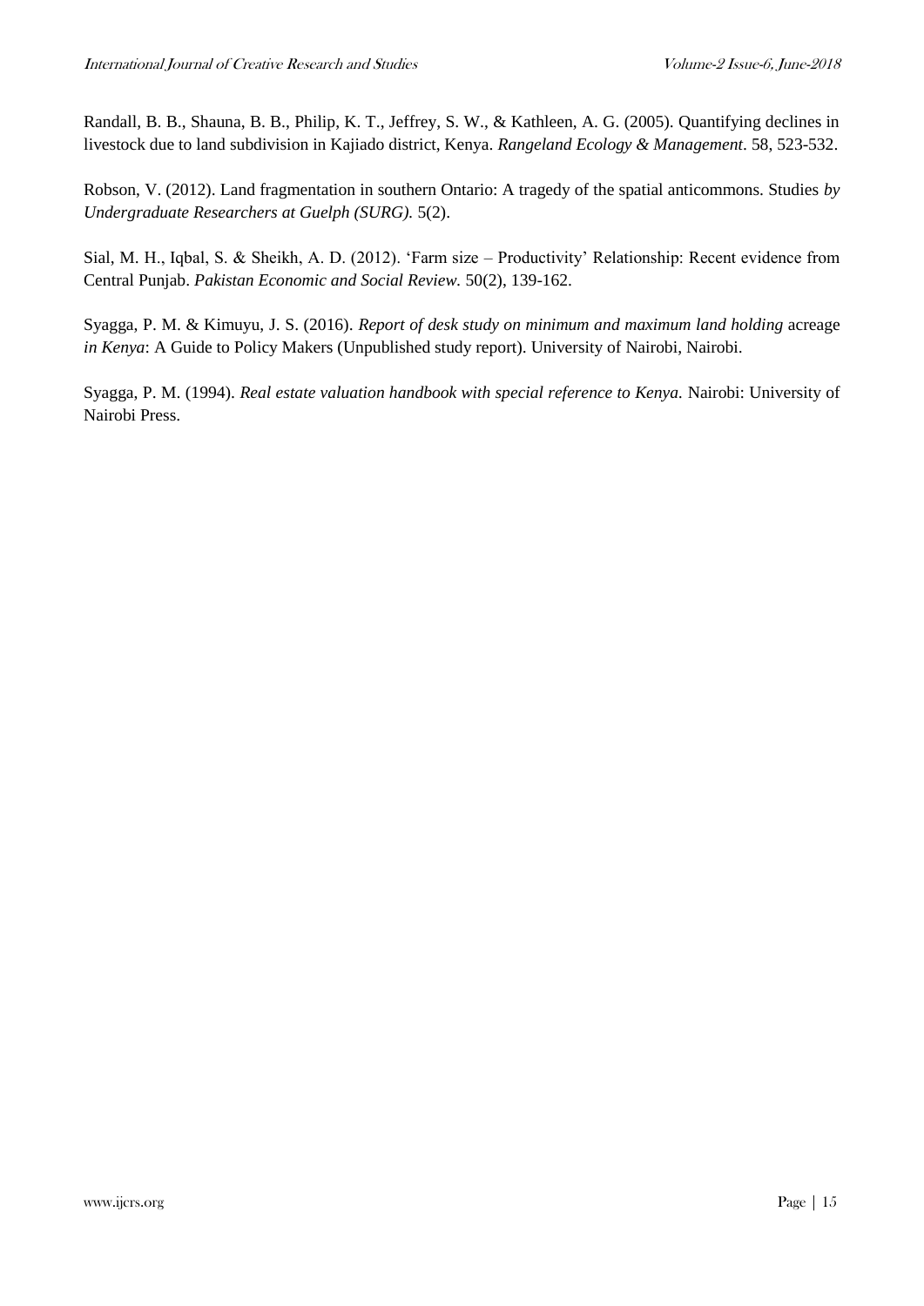Randall, B. B., Shauna, B. B., Philip, K. T., Jeffrey, S. W., & Kathleen, A. G. (2005). Quantifying declines in livestock due to land subdivision in Kajiado district, Kenya. *Rangeland Ecology & Management*. 58, 523-532.

Robson, V. (2012). Land fragmentation in southern Ontario: A tragedy of the spatial anticommons. Studies *by Undergraduate Researchers at Guelph (SURG).* 5(2).

Sial, M. H., Iqbal, S. & Sheikh, A. D. (2012). 'Farm size – Productivity' Relationship: Recent evidence from Central Punjab. *Pakistan Economic and Social Review.* 50(2), 139-162.

Syagga, P. M. & Kimuyu, J. S. (2016). *Report of desk study on minimum and maximum land holding* acreage *in Kenya*: A Guide to Policy Makers (Unpublished study report). University of Nairobi, Nairobi.

Syagga, P. M. (1994). *Real estate valuation handbook with special reference to Kenya.* Nairobi: University of Nairobi Press.